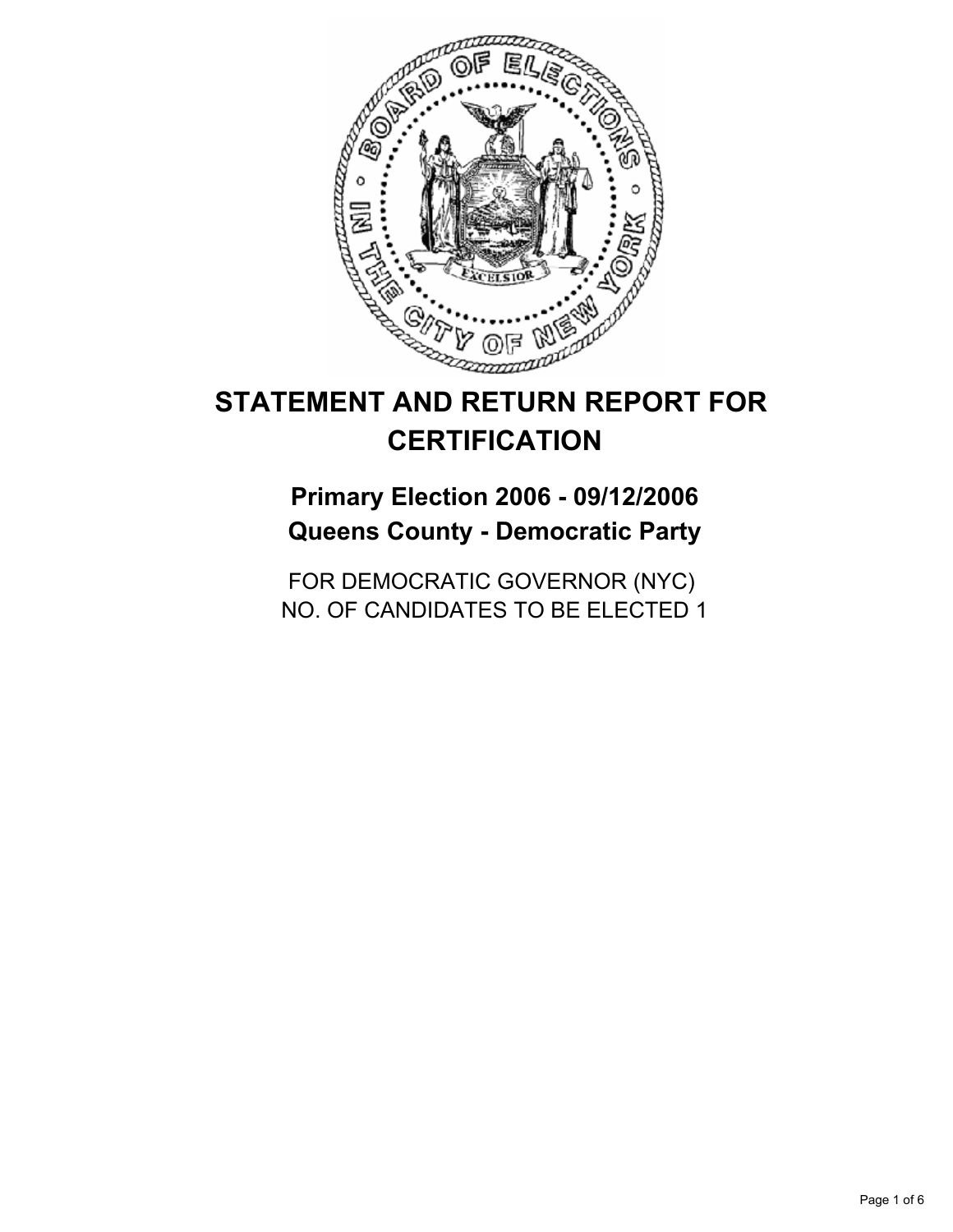# STATEMENT AND RETURN REPORT FOR CERTIFICATION

## Primary Election 2006 - 09/12/2006
## Queens County - Democratic Party

FOR DEMOCRATIC GOVERNOR (NYC)
NO. OF CANDIDATES TO BE ELECTED 1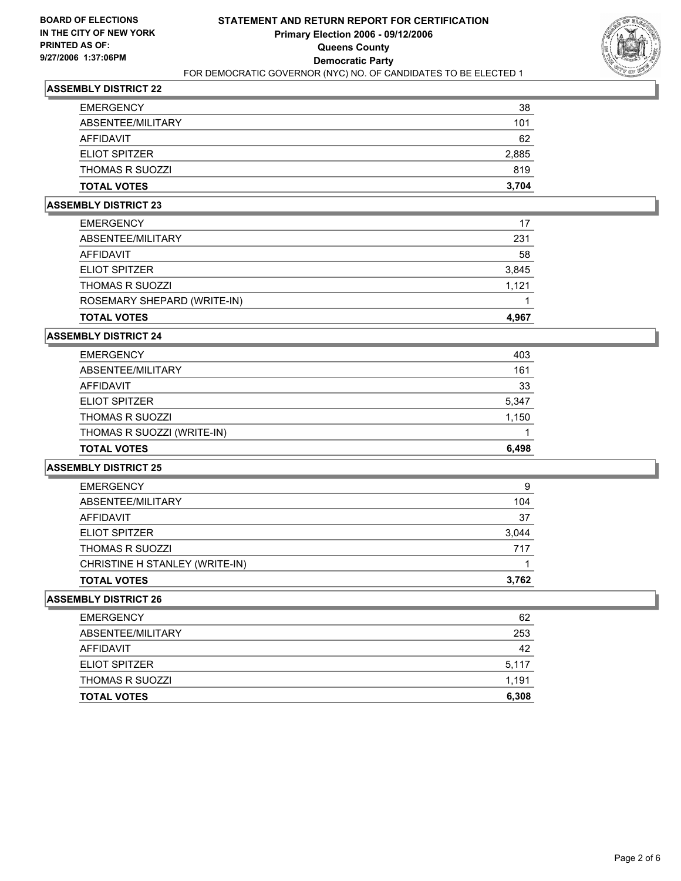**BOARD OF ELECTIONS IN THE CITY OF NEW YORK PRINTED AS OF: 9/27/2006 1:37:06PM**

# STATEMENT AND RETURN REPORT FOR CERTIFICATION
## Primary Election 2006 - 09/12/2006
## Queens County
## Democratic Party
FOR DEMOCRATIC GOVERNOR (NYC) NO. OF CANDIDATES TO BE ELECTED 1

### ASSEMBLY DISTRICT 22

| | |
|---|---|
| EMERGENCY | 38 |
| ABSENTEE/MILITARY | 101 |
| AFFIDAVIT | 62 |
| ELIOT SPITZER | 2,885 |
| THOMAS R SUOZZI | 819 |
| **TOTAL VOTES** | **3,704** |

### ASSEMBLY DISTRICT 23

| | |
|---|---|
| EMERGENCY | 17 |
| ABSENTEE/MILITARY | 231 |
| AFFIDAVIT | 58 |
| ELIOT SPITZER | 3,845 |
| THOMAS R SUOZZI | 1,121 |
| ROSEMARY SHEPARD (WRITE-IN) | 1 |
| **TOTAL VOTES** | **4,967** |

### ASSEMBLY DISTRICT 24

| | |
|---|---|
| EMERGENCY | 403 |
| ABSENTEE/MILITARY | 161 |
| AFFIDAVIT | 33 |
| ELIOT SPITZER | 5,347 |
| THOMAS R SUOZZI | 1,150 |
| THOMAS R SUOZZI (WRITE-IN) | 1 |
| **TOTAL VOTES** | **6,498** |

### ASSEMBLY DISTRICT 25

| | |
|---|---|
| EMERGENCY | 9 |
| ABSENTEE/MILITARY | 104 |
| AFFIDAVIT | 37 |
| ELIOT SPITZER | 3,044 |
| THOMAS R SUOZZI | 717 |
| CHRISTINE H STANLEY (WRITE-IN) | 1 |
| **TOTAL VOTES** | **3,762** |

### ASSEMBLY DISTRICT 26

| | |
|---|---|
| EMERGENCY | 62 |
| ABSENTEE/MILITARY | 253 |
| AFFIDAVIT | 42 |
| ELIOT SPITZER | 5,117 |
| THOMAS R SUOZZI | 1,191 |
| **TOTAL VOTES** | **6,308** |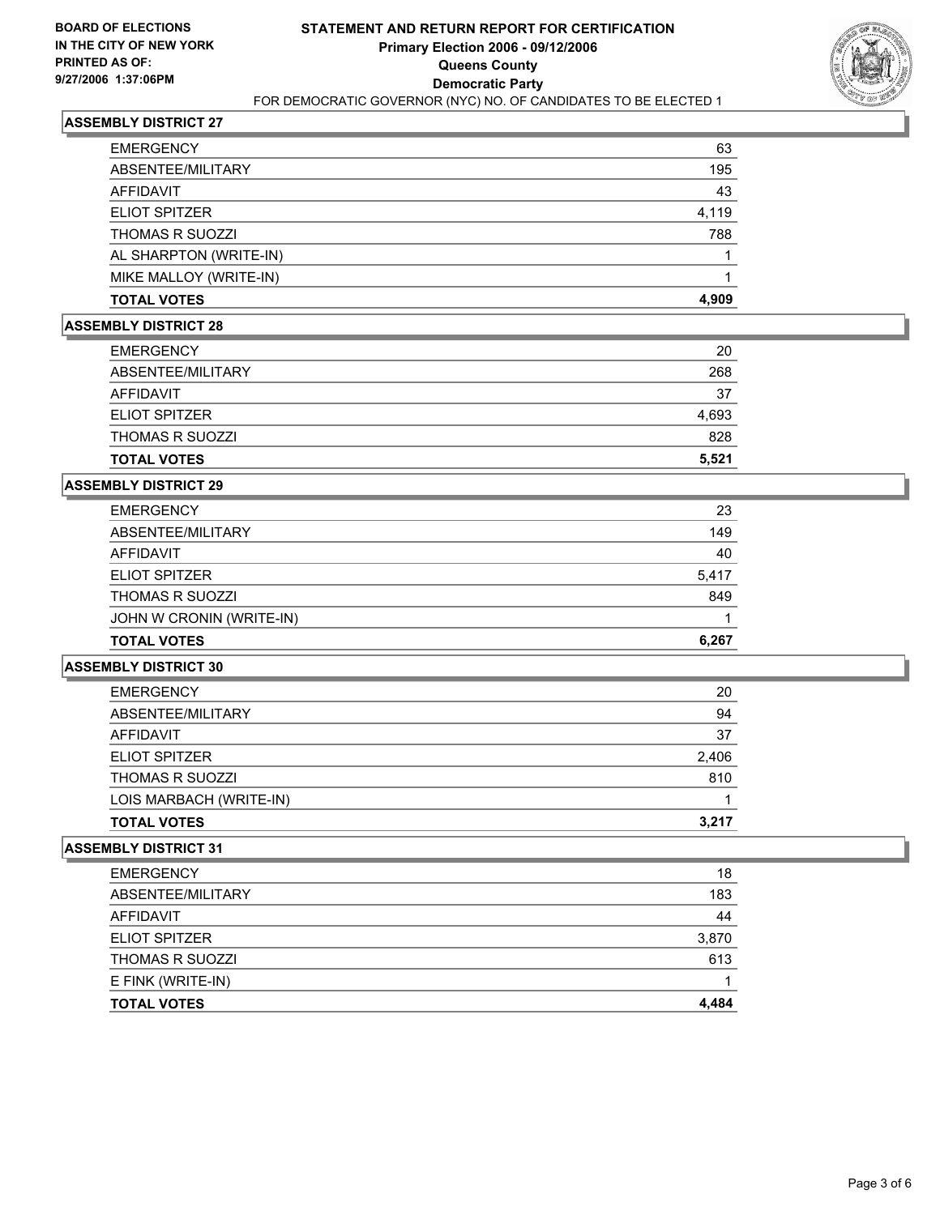**BOARD OF ELECTIONS IN THE CITY OF NEW YORK PRINTED AS OF: 9/27/2006 1:37:06PM**

# STATEMENT AND RETURN REPORT FOR CERTIFICATION
## Primary Election 2006 - 09/12/2006
## Queens County
## Democratic Party
### FOR DEMOCRATIC GOVERNOR (NYC) NO. OF CANDIDATES TO BE ELECTED 1

### ASSEMBLY DISTRICT 27

| | |
|---|---|
| EMERGENCY | 63 |
| ABSENTEE/MILITARY | 195 |
| AFFIDAVIT | 43 |
| ELIOT SPITZER | 4,119 |
| THOMAS R SUOZZI | 788 |
| AL SHARPTON (WRITE-IN) | 1 |
| MIKE MALLOY (WRITE-IN) | 1 |
| **TOTAL VOTES** | **4,909** |

### ASSEMBLY DISTRICT 28

| | |
|---|---|
| EMERGENCY | 20 |
| ABSENTEE/MILITARY | 268 |
| AFFIDAVIT | 37 |
| ELIOT SPITZER | 4,693 |
| THOMAS R SUOZZI | 828 |
| **TOTAL VOTES** | **5,521** |

### ASSEMBLY DISTRICT 29

| | |
|---|---|
| EMERGENCY | 23 |
| ABSENTEE/MILITARY | 149 |
| AFFIDAVIT | 40 |
| ELIOT SPITZER | 5,417 |
| THOMAS R SUOZZI | 849 |
| JOHN W CRONIN (WRITE-IN) | 1 |
| **TOTAL VOTES** | **6,267** |

### ASSEMBLY DISTRICT 30

| | |
|---|---|
| EMERGENCY | 20 |
| ABSENTEE/MILITARY | 94 |
| AFFIDAVIT | 37 |
| ELIOT SPITZER | 2,406 |
| THOMAS R SUOZZI | 810 |
| LOIS MARBACH (WRITE-IN) | 1 |
| **TOTAL VOTES** | **3,217** |

### ASSEMBLY DISTRICT 31

| | |
|---|---|
| EMERGENCY | 18 |
| ABSENTEE/MILITARY | 183 |
| AFFIDAVIT | 44 |
| ELIOT SPITZER | 3,870 |
| THOMAS R SUOZZI | 613 |
| E FINK (WRITE-IN) | 1 |
| **TOTAL VOTES** | **4,484** |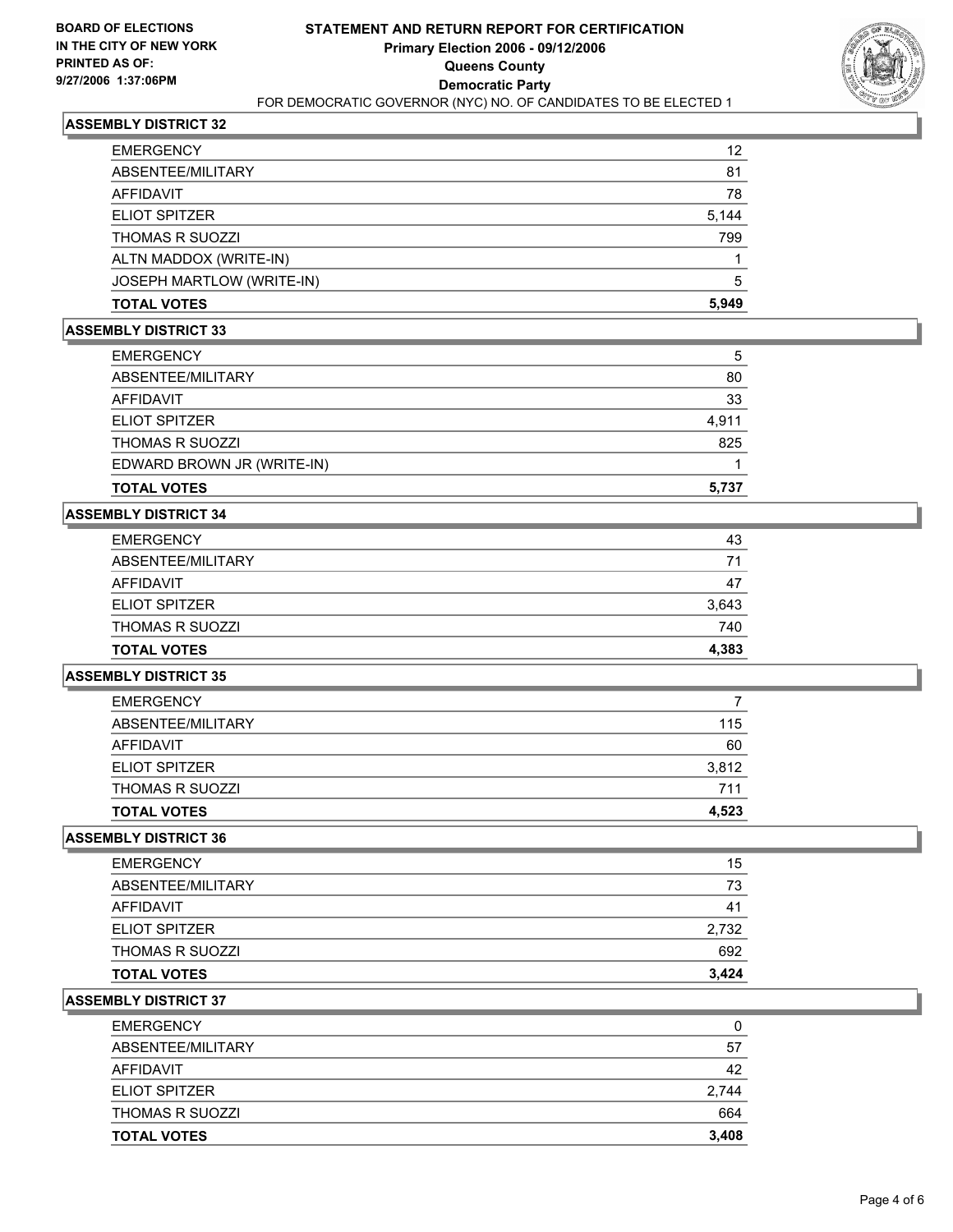**BOARD OF ELECTIONS IN THE CITY OF NEW YORK PRINTED AS OF: 9/27/2006 1:37:06PM**

# STATEMENT AND RETURN REPORT FOR CERTIFICATION
## Primary Election 2006 - 09/12/2006
## Queens County
## Democratic Party
FOR DEMOCRATIC GOVERNOR (NYC) NO. OF CANDIDATES TO BE ELECTED 1

### ASSEMBLY DISTRICT 32

| | |
|---|---|
| EMERGENCY | 12 |
| ABSENTEE/MILITARY | 81 |
| AFFIDAVIT | 78 |
| ELIOT SPITZER | 5,144 |
| THOMAS R SUOZZI | 799 |
| ALTN MADDOX (WRITE-IN) | 1 |
| JOSEPH MARTLOW (WRITE-IN) | 5 |
| **TOTAL VOTES** | **5,949** |

### ASSEMBLY DISTRICT 33

| | |
|---|---|
| EMERGENCY | 5 |
| ABSENTEE/MILITARY | 80 |
| AFFIDAVIT | 33 |
| ELIOT SPITZER | 4,911 |
| THOMAS R SUOZZI | 825 |
| EDWARD BROWN JR (WRITE-IN) | 1 |
| **TOTAL VOTES** | **5,737** |

### ASSEMBLY DISTRICT 34

| | |
|---|---|
| EMERGENCY | 43 |
| ABSENTEE/MILITARY | 71 |
| AFFIDAVIT | 47 |
| ELIOT SPITZER | 3,643 |
| THOMAS R SUOZZI | 740 |
| **TOTAL VOTES** | **4,383** |

### ASSEMBLY DISTRICT 35

| | |
|---|---|
| EMERGENCY | 7 |
| ABSENTEE/MILITARY | 115 |
| AFFIDAVIT | 60 |
| ELIOT SPITZER | 3,812 |
| THOMAS R SUOZZI | 711 |
| **TOTAL VOTES** | **4,523** |

### ASSEMBLY DISTRICT 36

| | |
|---|---|
| EMERGENCY | 15 |
| ABSENTEE/MILITARY | 73 |
| AFFIDAVIT | 41 |
| ELIOT SPITZER | 2,732 |
| THOMAS R SUOZZI | 692 |
| **TOTAL VOTES** | **3,424** |

### ASSEMBLY DISTRICT 37

| | |
|---|---|
| EMERGENCY | 0 |
| ABSENTEE/MILITARY | 57 |
| AFFIDAVIT | 42 |
| ELIOT SPITZER | 2,744 |
| THOMAS R SUOZZI | 664 |
| **TOTAL VOTES** | **3,408** |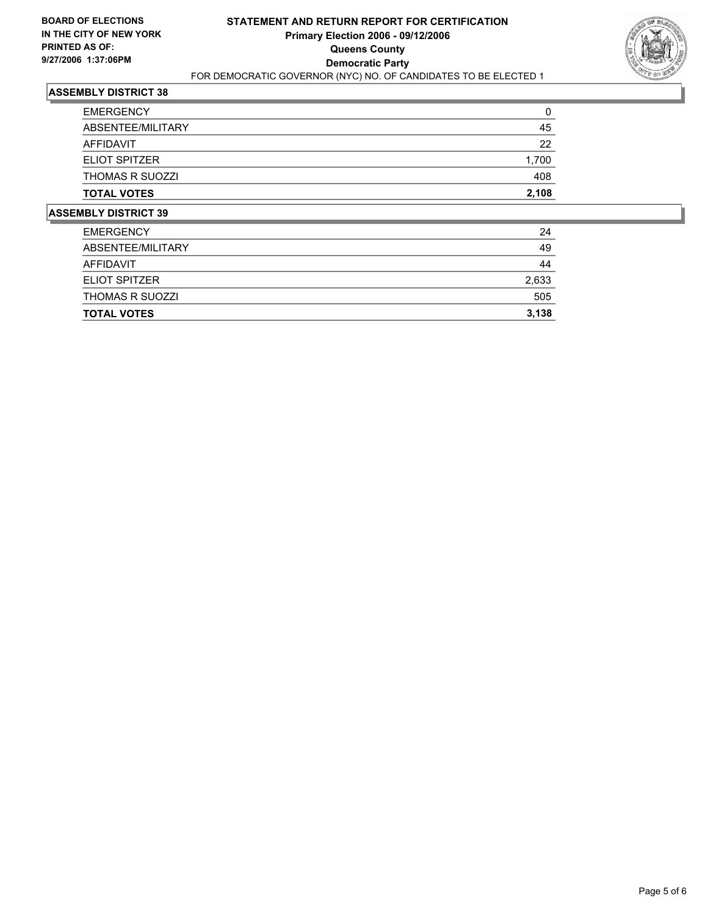**BOARD OF ELECTIONS IN THE CITY OF NEW YORK PRINTED AS OF: 9/27/2006 1:37:06PM**

# STATEMENT AND RETURN REPORT FOR CERTIFICATION
## Primary Election 2006 - 09/12/2006
## Queens County
## Democratic Party
FOR DEMOCRATIC GOVERNOR (NYC) NO. OF CANDIDATES TO BE ELECTED 1

### ASSEMBLY DISTRICT 38

| | |
|---|---|
| EMERGENCY | 0 |
| ABSENTEE/MILITARY | 45 |
| AFFIDAVIT | 22 |
| ELIOT SPITZER | 1,700 |
| THOMAS R SUOZZI | 408 |
| **TOTAL VOTES** | **2,108** |

### ASSEMBLY DISTRICT 39

| | |
|---|---|
| EMERGENCY | 24 |
| ABSENTEE/MILITARY | 49 |
| AFFIDAVIT | 44 |
| ELIOT SPITZER | 2,633 |
| THOMAS R SUOZZI | 505 |
| **TOTAL VOTES** | **3,138** |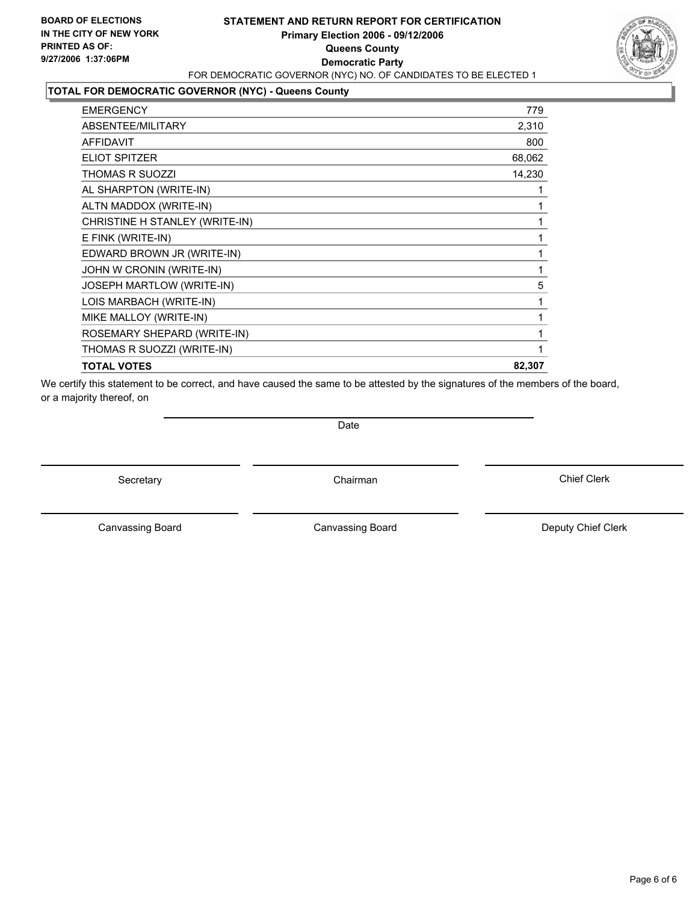**BOARD OF ELECTIONS IN THE CITY OF NEW YORK PRINTED AS OF: 9/27/2006 1:37:06PM**

# STATEMENT AND RETURN REPORT FOR CERTIFICATION
## Primary Election 2006 - 09/12/2006
## Queens County
## Democratic Party

FOR DEMOCRATIC GOVERNOR (NYC) NO. OF CANDIDATES TO BE ELECTED 1

**TOTAL FOR DEMOCRATIC GOVERNOR (NYC) - Queens County**

| | |
|---|---|
| EMERGENCY | 779 |
| ABSENTEE/MILITARY | 2,310 |
| AFFIDAVIT | 800 |
| ELIOT SPITZER | 68,062 |
| THOMAS R SUOZZI | 14,230 |
| AL SHARPTON (WRITE-IN) | 1 |
| ALTN MADDOX (WRITE-IN) | 1 |
| CHRISTINE H STANLEY (WRITE-IN) | 1 |
| E FINK (WRITE-IN) | 1 |
| EDWARD BROWN JR (WRITE-IN) | 1 |
| JOHN W CRONIN (WRITE-IN) | 1 |
| JOSEPH MARTLOW (WRITE-IN) | 5 |
| LOIS MARBACH (WRITE-IN) | 1 |
| MIKE MALLOY (WRITE-IN) | 1 |
| ROSEMARY SHEPARD (WRITE-IN) | 1 |
| THOMAS R SUOZZI (WRITE-IN) | 1 |
| **TOTAL VOTES** | **82,307** |

We certify this statement to be correct, and have caused the same to be attested by the signatures of the members of the board, or a majority thereof, on

Date

Secretary

Chairman

Chief Clerk

Canvassing Board

Canvassing Board

Deputy Chief Clerk